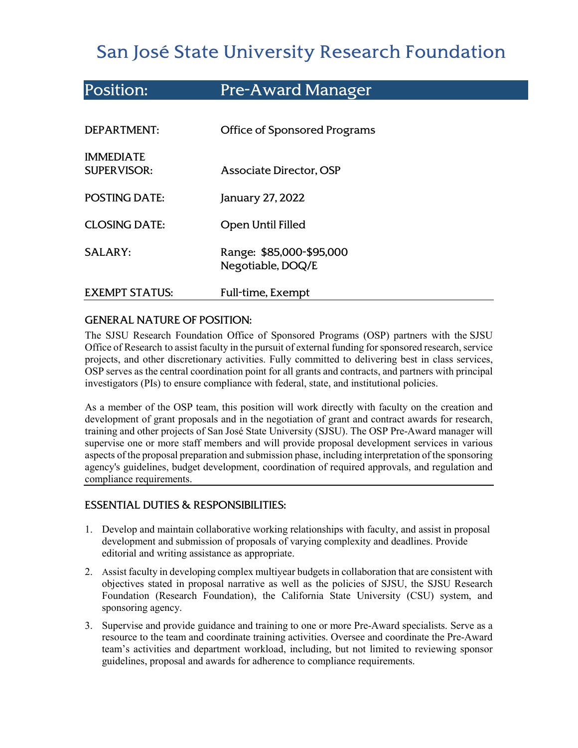# San José State University Research Foundation

## Position: Pre-Award Manager

| | |
|---|---|
| DEPARTMENT: | Office of Sponsored Programs |
| IMMEDIATE SUPERVISOR: | Associate Director, OSP |
| POSTING DATE: | January 27, 2022 |
| CLOSING DATE: | Open Until Filled |
| SALARY: | Range: $85,000-$95,000 Negotiable, DOQ/E |
| EXEMPT STATUS: | Full-time, Exempt |

### GENERAL NATURE OF POSITION:

The SJSU Research Foundation Office of Sponsored Programs (OSP) partners with the SJSU Office of Research to assist faculty in the pursuit of external funding for sponsored research, service projects, and other discretionary activities. Fully committed to delivering best in class services, OSP serves as the central coordination point for all grants and contracts, and partners with principal investigators (PIs) to ensure compliance with federal, state, and institutional policies.

As a member of the OSP team, this position will work directly with faculty on the creation and development of grant proposals and in the negotiation of grant and contract awards for research, training and other projects of San José State University (SJSU). The OSP Pre-Award manager will supervise one or more staff members and will provide proposal development services in various aspects of the proposal preparation and submission phase, including interpretation of the sponsoring agency's guidelines, budget development, coordination of required approvals, and regulation and compliance requirements.

### ESSENTIAL DUTIES & RESPONSIBILITIES:

1. Develop and maintain collaborative working relationships with faculty, and assist in proposal development and submission of proposals of varying complexity and deadlines. Provide editorial and writing assistance as appropriate.
2. Assist faculty in developing complex multiyear budgets in collaboration that are consistent with objectives stated in proposal narrative as well as the policies of SJSU, the SJSU Research Foundation (Research Foundation), the California State University (CSU) system, and sponsoring agency.
3. Supervise and provide guidance and training to one or more Pre-Award specialists. Serve as a resource to the team and coordinate training activities. Oversee and coordinate the Pre-Award team's activities and department workload, including, but not limited to reviewing sponsor guidelines, proposal and awards for adherence to compliance requirements.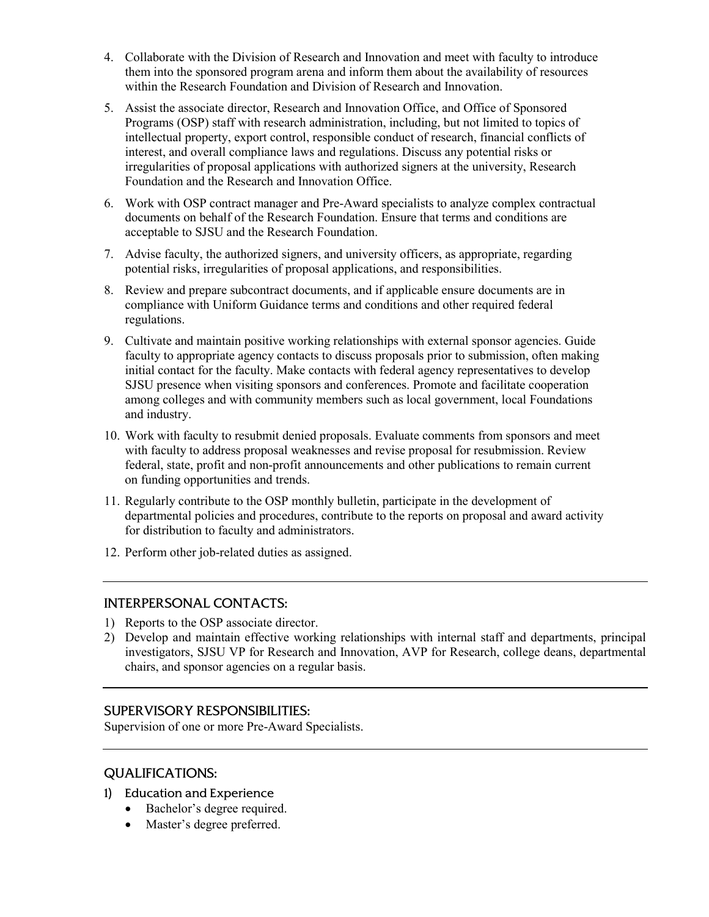4. Collaborate with the Division of Research and Innovation and meet with faculty to introduce them into the sponsored program arena and inform them about the availability of resources within the Research Foundation and Division of Research and Innovation.
5. Assist the associate director, Research and Innovation Office, and Office of Sponsored Programs (OSP) staff with research administration, including, but not limited to topics of intellectual property, export control, responsible conduct of research, financial conflicts of interest, and overall compliance laws and regulations. Discuss any potential risks or irregularities of proposal applications with authorized signers at the university, Research Foundation and the Research and Innovation Office.
6. Work with OSP contract manager and Pre-Award specialists to analyze complex contractual documents on behalf of the Research Foundation. Ensure that terms and conditions are acceptable to SJSU and the Research Foundation.
7. Advise faculty, the authorized signers, and university officers, as appropriate, regarding potential risks, irregularities of proposal applications, and responsibilities.
8. Review and prepare subcontract documents, and if applicable ensure documents are in compliance with Uniform Guidance terms and conditions and other required federal regulations.
9. Cultivate and maintain positive working relationships with external sponsor agencies. Guide faculty to appropriate agency contacts to discuss proposals prior to submission, often making initial contact for the faculty. Make contacts with federal agency representatives to develop SJSU presence when visiting sponsors and conferences. Promote and facilitate cooperation among colleges and with community members such as local government, local Foundations and industry.
10. Work with faculty to resubmit denied proposals. Evaluate comments from sponsors and meet with faculty to address proposal weaknesses and revise proposal for resubmission. Review federal, state, profit and non-profit announcements and other publications to remain current on funding opportunities and trends.
11. Regularly contribute to the OSP monthly bulletin, participate in the development of departmental policies and procedures, contribute to the reports on proposal and award activity for distribution to faculty and administrators.
12. Perform other job-related duties as assigned.

---

## INTERPERSONAL CONTACTS:

1) Reports to the OSP associate director.
2) Develop and maintain effective working relationships with internal staff and departments, principal investigators, SJSU VP for Research and Innovation, AVP for Research, college deans, departmental chairs, and sponsor agencies on a regular basis.

---

## SUPERVISORY RESPONSIBILITIES:

Supervision of one or more Pre-Award Specialists.

---

## QUALIFICATIONS:

### 1) Education and Experience

- Bachelor's degree required.
- Master's degree preferred.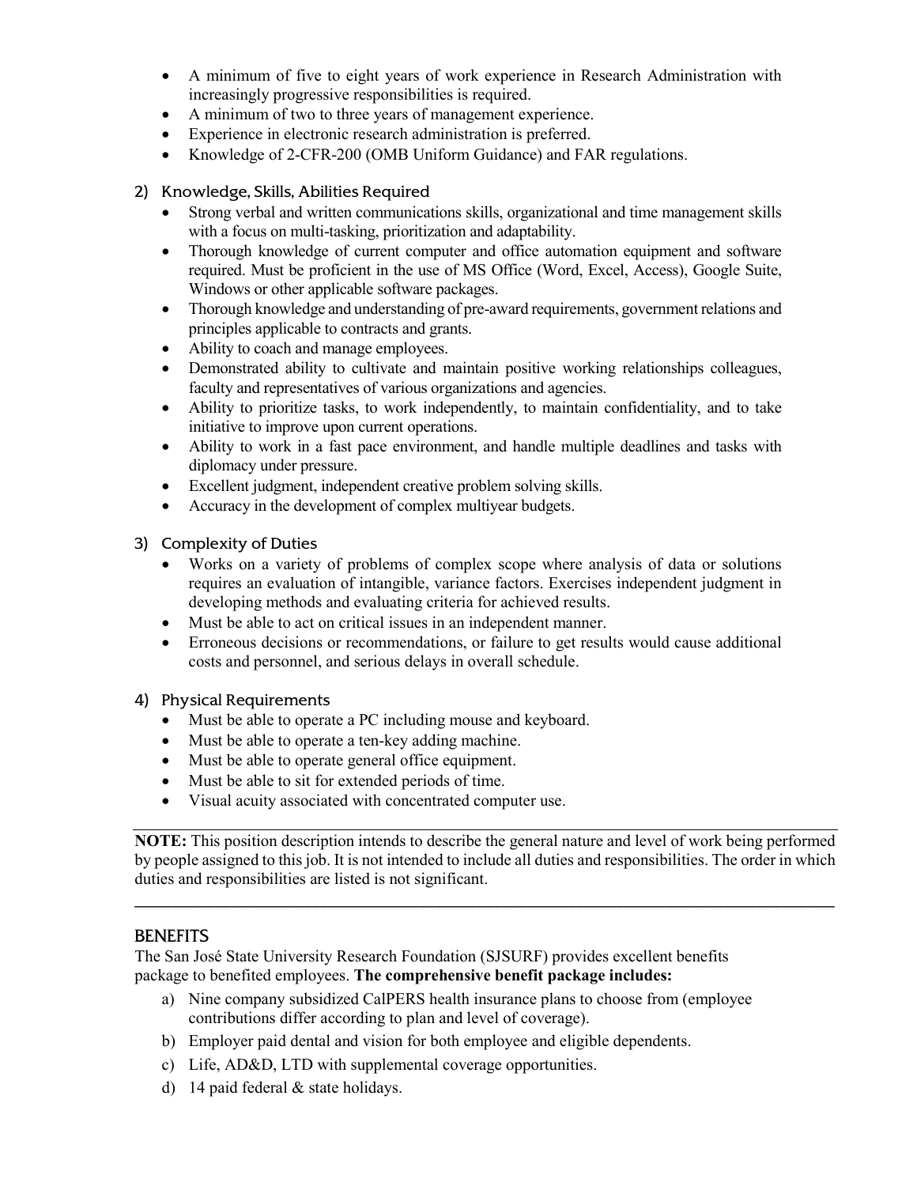- A minimum of five to eight years of work experience in Research Administration with increasingly progressive responsibilities is required.
- A minimum of two to three years of management experience.
- Experience in electronic research administration is preferred.
- Knowledge of 2-CFR-200 (OMB Uniform Guidance) and FAR regulations.

### 2) Knowledge, Skills, Abilities Required

- Strong verbal and written communications skills, organizational and time management skills with a focus on multi-tasking, prioritization and adaptability.
- Thorough knowledge of current computer and office automation equipment and software required. Must be proficient in the use of MS Office (Word, Excel, Access), Google Suite, Windows or other applicable software packages.
- Thorough knowledge and understanding of pre-award requirements, government relations and principles applicable to contracts and grants.
- Ability to coach and manage employees.
- Demonstrated ability to cultivate and maintain positive working relationships colleagues, faculty and representatives of various organizations and agencies.
- Ability to prioritize tasks, to work independently, to maintain confidentiality, and to take initiative to improve upon current operations.
- Ability to work in a fast pace environment, and handle multiple deadlines and tasks with diplomacy under pressure.
- Excellent judgment, independent creative problem solving skills.
- Accuracy in the development of complex multiyear budgets.

### 3) Complexity of Duties

- Works on a variety of problems of complex scope where analysis of data or solutions requires an evaluation of intangible, variance factors. Exercises independent judgment in developing methods and evaluating criteria for achieved results.
- Must be able to act on critical issues in an independent manner.
- Erroneous decisions or recommendations, or failure to get results would cause additional costs and personnel, and serious delays in overall schedule.

### 4) Physical Requirements

- Must be able to operate a PC including mouse and keyboard.
- Must be able to operate a ten-key adding machine.
- Must be able to operate general office equipment.
- Must be able to sit for extended periods of time.
- Visual acuity associated with concentrated computer use.

---

**NOTE:** This position description intends to describe the general nature and level of work being performed by people assigned to this job. It is not intended to include all duties and responsibilities. The order in which duties and responsibilities are listed is not significant.

---

## BENEFITS

The San José State University Research Foundation (SJSURF) provides excellent benefits package to benefited employees. **The comprehensive benefit package includes:**

a) Nine company subsidized CalPERS health insurance plans to choose from (employee contributions differ according to plan and level of coverage).

b) Employer paid dental and vision for both employee and eligible dependents.

c) Life, AD&D, LTD with supplemental coverage opportunities.

d) 14 paid federal & state holidays.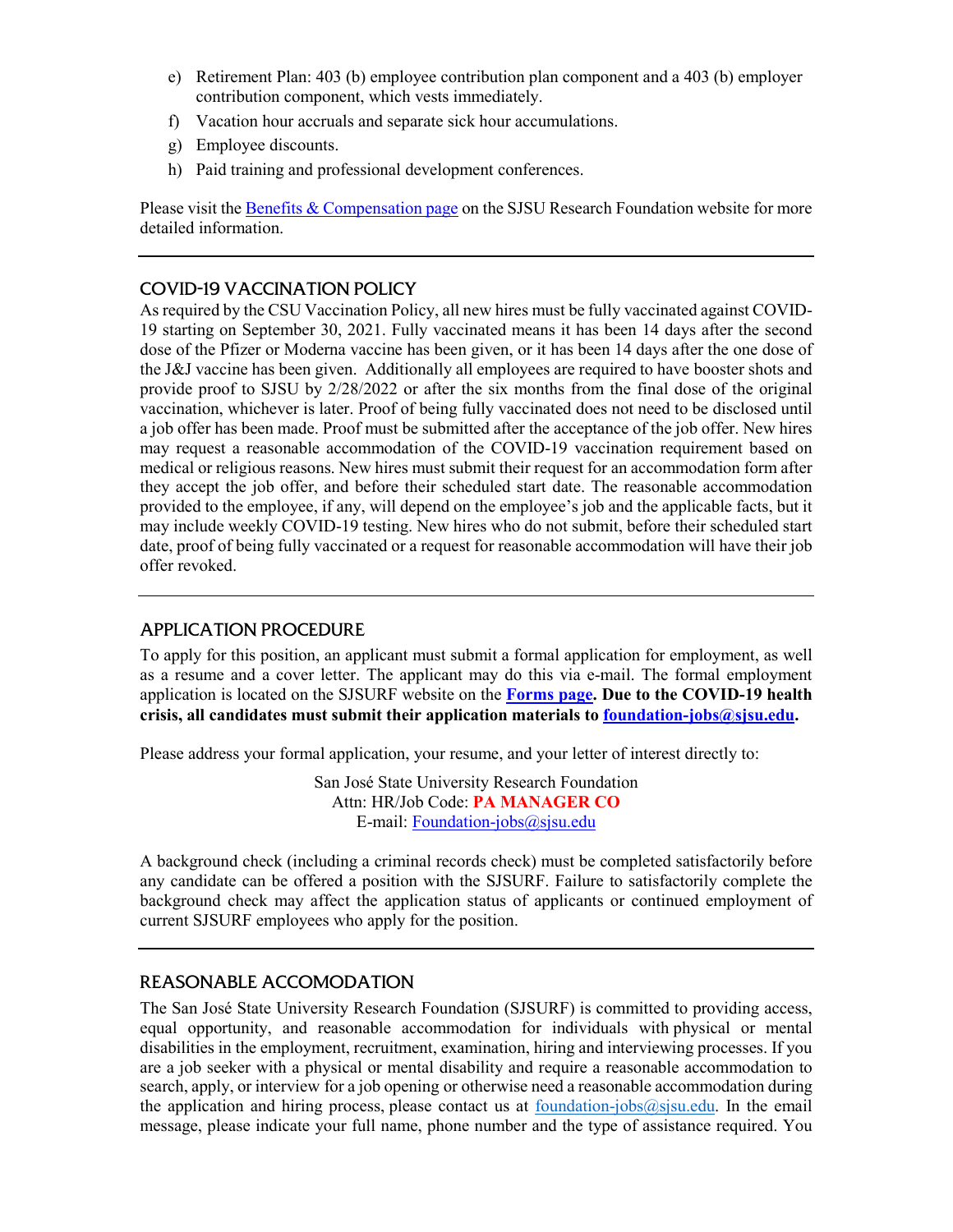e) Retirement Plan: 403 (b) employee contribution plan component and a 403 (b) employer contribution component, which vests immediately.
f) Vacation hour accruals and separate sick hour accumulations.
g) Employee discounts.
h) Paid training and professional development conferences.

Please visit the Benefits & Compensation page on the SJSU Research Foundation website for more detailed information.

---

## COVID-19 VACCINATION POLICY

As required by the CSU Vaccination Policy, all new hires must be fully vaccinated against COVID-19 starting on September 30, 2021. Fully vaccinated means it has been 14 days after the second dose of the Pfizer or Moderna vaccine has been given, or it has been 14 days after the one dose of the J&J vaccine has been given. Additionally all employees are required to have booster shots and provide proof to SJSU by 2/28/2022 or after the six months from the final dose of the original vaccination, whichever is later. Proof of being fully vaccinated does not need to be disclosed until a job offer has been made. Proof must be submitted after the acceptance of the job offer. New hires may request a reasonable accommodation of the COVID-19 vaccination requirement based on medical or religious reasons. New hires must submit their request for an accommodation form after they accept the job offer, and before their scheduled start date. The reasonable accommodation provided to the employee, if any, will depend on the employee's job and the applicable facts, but it may include weekly COVID-19 testing. New hires who do not submit, before their scheduled start date, proof of being fully vaccinated or a request for reasonable accommodation will have their job offer revoked.

---

## APPLICATION PROCEDURE

To apply for this position, an applicant must submit a formal application for employment, as well as a resume and a cover letter. The applicant may do this via e-mail. The formal employment application is located on the SJSURF website on the **Forms page. Due to the COVID-19 health crisis, all candidates must submit their application materials to foundation-jobs@sjsu.edu.**

Please address your formal application, your resume, and your letter of interest directly to:

San José State University Research Foundation
Attn: HR/Job Code: **PA MANAGER CO**
E-mail: Foundation-jobs@sjsu.edu

A background check (including a criminal records check) must be completed satisfactorily before any candidate can be offered a position with the SJSURF. Failure to satisfactorily complete the background check may affect the application status of applicants or continued employment of current SJSURF employees who apply for the position.

---

## REASONABLE ACCOMODATION

The San José State University Research Foundation (SJSURF) is committed to providing access, equal opportunity, and reasonable accommodation for individuals with physical or mental disabilities in the employment, recruitment, examination, hiring and interviewing processes. If you are a job seeker with a physical or mental disability and require a reasonable accommodation to search, apply, or interview for a job opening or otherwise need a reasonable accommodation during the application and hiring process, please contact us at foundation-jobs@sjsu.edu. In the email message, please indicate your full name, phone number and the type of assistance required. You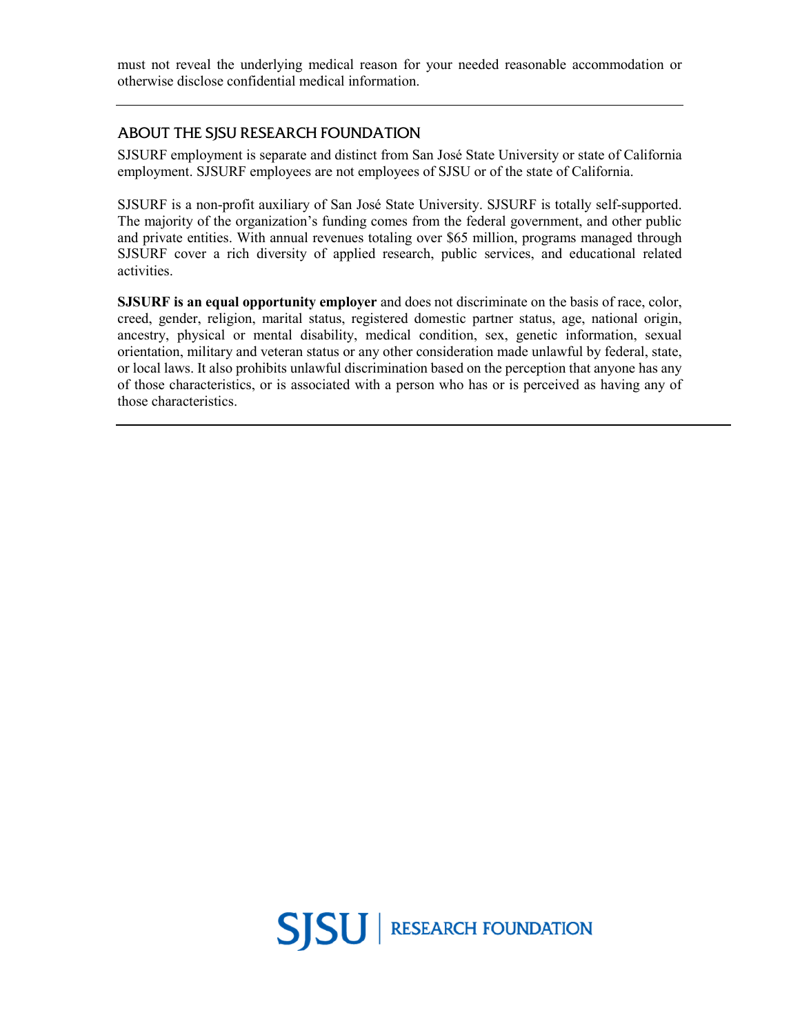must not reveal the underlying medical reason for your needed reasonable accommodation or otherwise disclose confidential medical information.

## ABOUT THE SJSU RESEARCH FOUNDATION

SJSURF employment is separate and distinct from San José State University or state of California employment. SJSURF employees are not employees of SJSU or of the state of California.

SJSURF is a non-profit auxiliary of San José State University. SJSURF is totally self-supported. The majority of the organization's funding comes from the federal government, and other public and private entities. With annual revenues totaling over $65 million, programs managed through SJSURF cover a rich diversity of applied research, public services, and educational related activities.

**SJSURF is an equal opportunity employer** and does not discriminate on the basis of race, color, creed, gender, religion, marital status, registered domestic partner status, age, national origin, ancestry, physical or mental disability, medical condition, sex, genetic information, sexual orientation, military and veteran status or any other consideration made unlawful by federal, state, or local laws. It also prohibits unlawful discrimination based on the perception that anyone has any of those characteristics, or is associated with a person who has or is perceived as having any of those characteristics.

SJSU | RESEARCH FOUNDATION